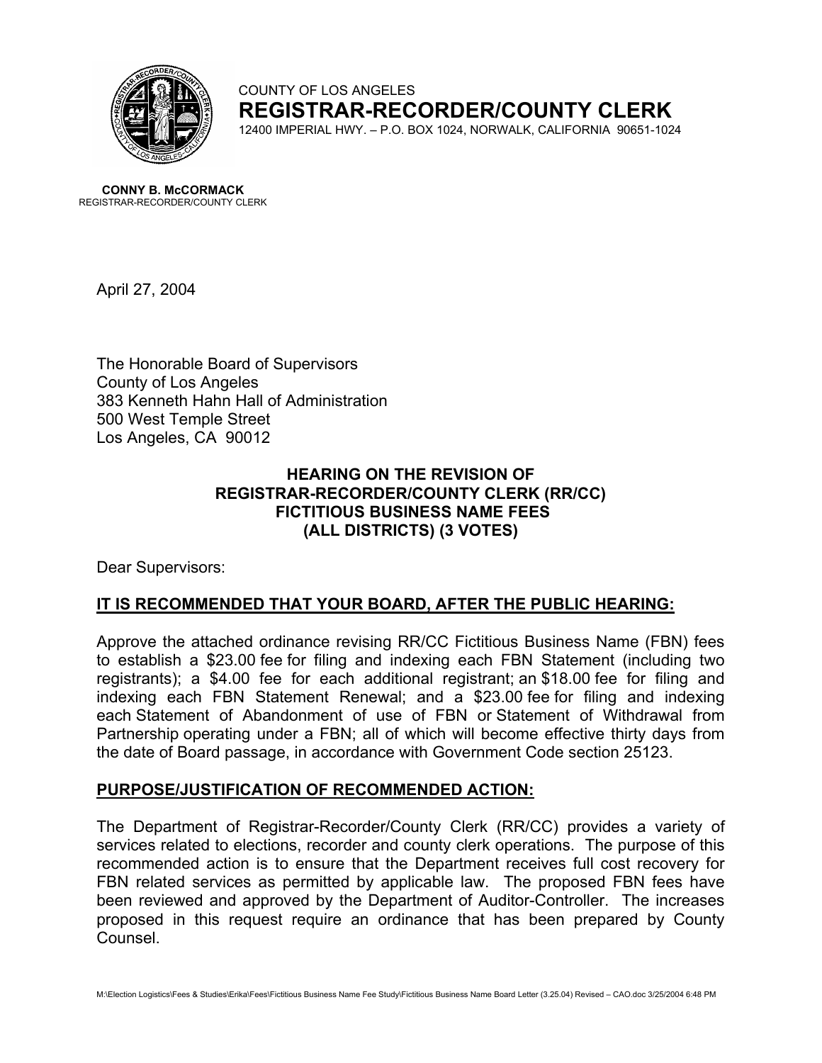COUNTY OF LOS ANGELES

# REGISTRAR-RECORDER/COUNTY CLERK

12400 IMPERIAL HWY. – P.O. BOX 1024, NORWALK, CALIFORNIA 90651-1024

**CONNY B. McCORMACK**
REGISTRAR-RECORDER/COUNTY CLERK

April 27, 2004

The Honorable Board of Supervisors
County of Los Angeles
383 Kenneth Hahn Hall of Administration
500 West Temple Street
Los Angeles, CA 90012

**HEARING ON THE REVISION OF**
**REGISTRAR-RECORDER/COUNTY CLERK (RR/CC)**
**FICTITIOUS BUSINESS NAME FEES**
**(ALL DISTRICTS) (3 VOTES)**

Dear Supervisors:

**IT IS RECOMMENDED THAT YOUR BOARD, AFTER THE PUBLIC HEARING:**

Approve the attached ordinance revising RR/CC Fictitious Business Name (FBN) fees to establish a $23.00 fee for filing and indexing each FBN Statement (including two registrants); a $4.00 fee for each additional registrant; an $18.00 fee for filing and indexing each FBN Statement Renewal; and a $23.00 fee for filing and indexing each Statement of Abandonment of use of FBN or Statement of Withdrawal from Partnership operating under a FBN; all of which will become effective thirty days from the date of Board passage, in accordance with Government Code section 25123.

**PURPOSE/JUSTIFICATION OF RECOMMENDED ACTION:**

The Department of Registrar-Recorder/County Clerk (RR/CC) provides a variety of services related to elections, recorder and county clerk operations. The purpose of this recommended action is to ensure that the Department receives full cost recovery for FBN related services as permitted by applicable law. The proposed FBN fees have been reviewed and approved by the Department of Auditor-Controller. The increases proposed in this request require an ordinance that has been prepared by County Counsel.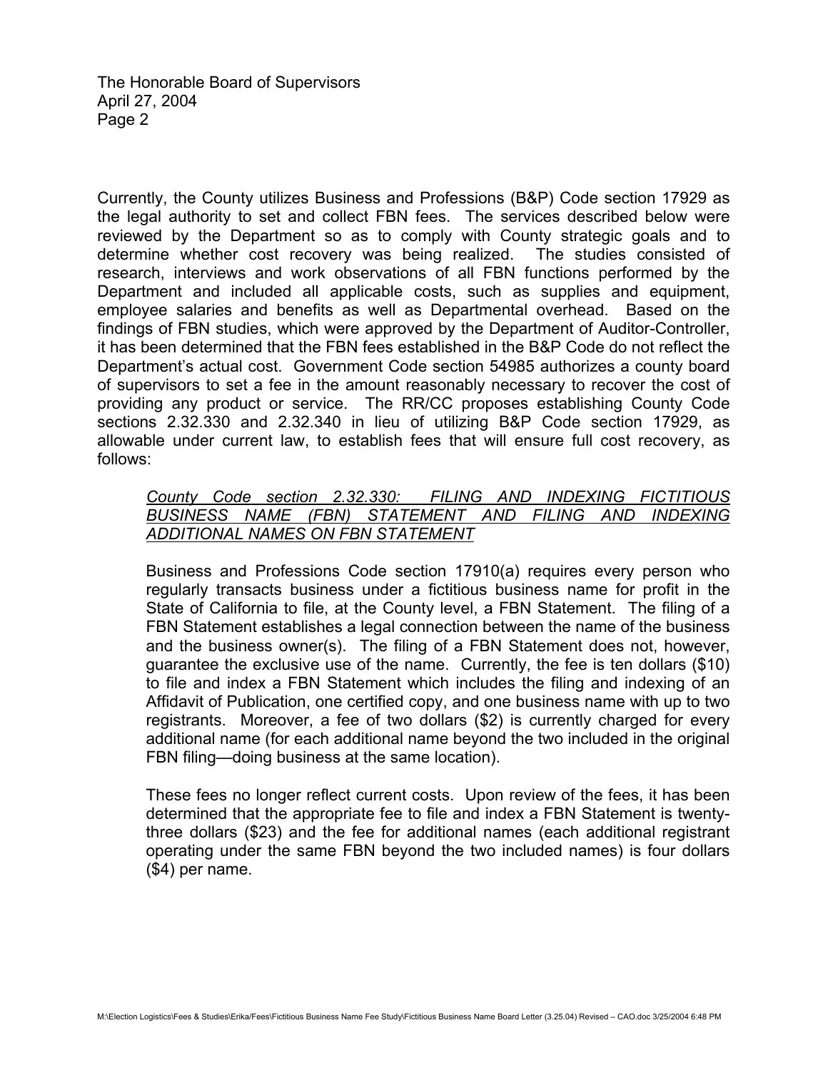Currently, the County utilizes Business and Professions (B&P) Code section 17929 as the legal authority to set and collect FBN fees. The services described below were reviewed by the Department so as to comply with County strategic goals and to determine whether cost recovery was being realized. The studies consisted of research, interviews and work observations of all FBN functions performed by the Department and included all applicable costs, such as supplies and equipment, employee salaries and benefits as well as Departmental overhead. Based on the findings of FBN studies, which were approved by the Department of Auditor-Controller, it has been determined that the FBN fees established in the B&P Code do not reflect the Department's actual cost. Government Code section 54985 authorizes a county board of supervisors to set a fee in the amount reasonably necessary to recover the cost of providing any product or service. The RR/CC proposes establishing County Code sections 2.32.330 and 2.32.340 in lieu of utilizing B&P Code section 17929, as allowable under current law, to establish fees that will ensure full cost recovery, as follows:

> *<u>County Code section 2.32.330: FILING AND INDEXING FICTITIOUS BUSINESS NAME (FBN) STATEMENT AND FILING AND INDEXING ADDITIONAL NAMES ON FBN STATEMENT</u>*
>
> Business and Professions Code section 17910(a) requires every person who regularly transacts business under a fictitious business name for profit in the State of California to file, at the County level, a FBN Statement. The filing of a FBN Statement establishes a legal connection between the name of the business and the business owner(s). The filing of a FBN Statement does not, however, guarantee the exclusive use of the name. Currently, the fee is ten dollars ($10) to file and index a FBN Statement which includes the filing and indexing of an Affidavit of Publication, one certified copy, and one business name with up to two registrants. Moreover, a fee of two dollars ($2) is currently charged for every additional name (for each additional name beyond the two included in the original FBN filing—doing business at the same location).
>
> These fees no longer reflect current costs. Upon review of the fees, it has been determined that the appropriate fee to file and index a FBN Statement is twenty-three dollars ($23) and the fee for additional names (each additional registrant operating under the same FBN beyond the two included names) is four dollars ($4) per name.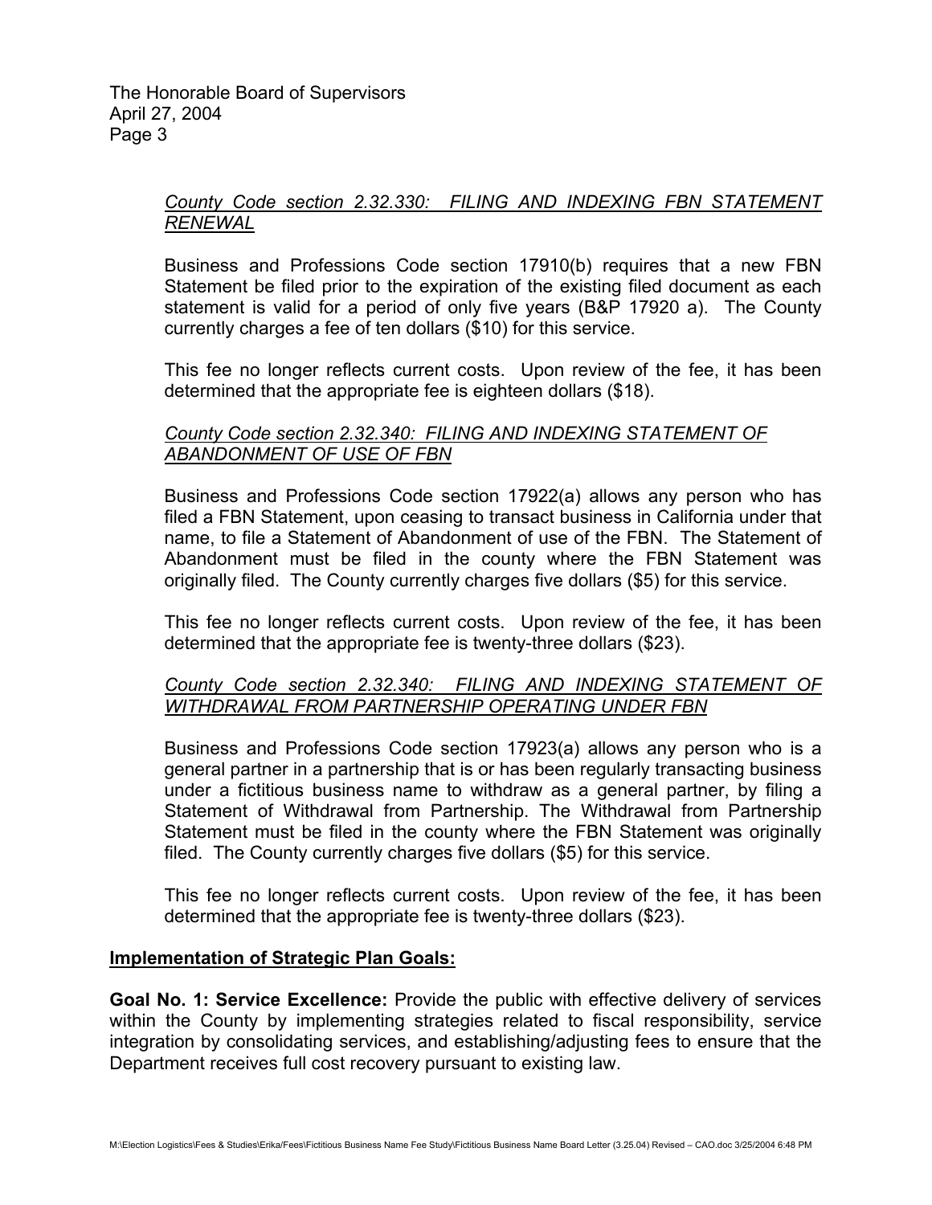*<u>County Code section 2.32.330: FILING AND INDEXING FBN STATEMENT RENEWAL</u>*

Business and Professions Code section 17910(b) requires that a new FBN Statement be filed prior to the expiration of the existing filed document as each statement is valid for a period of only five years (B&P 17920 a). The County currently charges a fee of ten dollars ($10) for this service.

This fee no longer reflects current costs. Upon review of the fee, it has been determined that the appropriate fee is eighteen dollars ($18).

*<u>County Code section 2.32.340: FILING AND INDEXING STATEMENT OF ABANDONMENT OF USE OF FBN</u>*

Business and Professions Code section 17922(a) allows any person who has filed a FBN Statement, upon ceasing to transact business in California under that name, to file a Statement of Abandonment of use of the FBN. The Statement of Abandonment must be filed in the county where the FBN Statement was originally filed. The County currently charges five dollars ($5) for this service.

This fee no longer reflects current costs. Upon review of the fee, it has been determined that the appropriate fee is twenty-three dollars ($23).

*<u>County Code section 2.32.340: FILING AND INDEXING STATEMENT OF WITHDRAWAL FROM PARTNERSHIP OPERATING UNDER FBN</u>*

Business and Professions Code section 17923(a) allows any person who is a general partner in a partnership that is or has been regularly transacting business under a fictitious business name to withdraw as a general partner, by filing a Statement of Withdrawal from Partnership. The Withdrawal from Partnership Statement must be filed in the county where the FBN Statement was originally filed. The County currently charges five dollars ($5) for this service.

This fee no longer reflects current costs. Upon review of the fee, it has been determined that the appropriate fee is twenty-three dollars ($23).

**<u>Implementation of Strategic Plan Goals:</u>**

**Goal No. 1: Service Excellence:** Provide the public with effective delivery of services within the County by implementing strategies related to fiscal responsibility, service integration by consolidating services, and establishing/adjusting fees to ensure that the Department receives full cost recovery pursuant to existing law.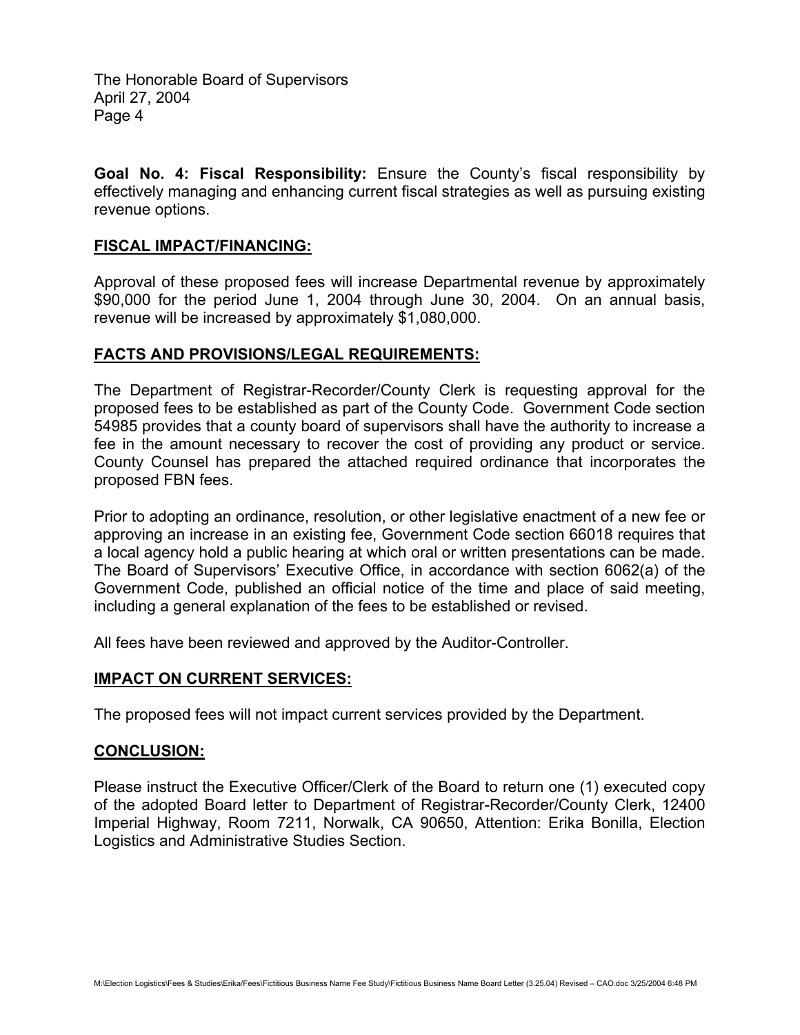**Goal No. 4: Fiscal Responsibility:** Ensure the County's fiscal responsibility by effectively managing and enhancing current fiscal strategies as well as pursuing existing revenue options.

## FISCAL IMPACT/FINANCING:

Approval of these proposed fees will increase Departmental revenue by approximately $90,000 for the period June 1, 2004 through June 30, 2004. On an annual basis, revenue will be increased by approximately $1,080,000.

## FACTS AND PROVISIONS/LEGAL REQUIREMENTS:

The Department of Registrar-Recorder/County Clerk is requesting approval for the proposed fees to be established as part of the County Code. Government Code section 54985 provides that a county board of supervisors shall have the authority to increase a fee in the amount necessary to recover the cost of providing any product or service. County Counsel has prepared the attached required ordinance that incorporates the proposed FBN fees.

Prior to adopting an ordinance, resolution, or other legislative enactment of a new fee or approving an increase in an existing fee, Government Code section 66018 requires that a local agency hold a public hearing at which oral or written presentations can be made. The Board of Supervisors' Executive Office, in accordance with section 6062(a) of the Government Code, published an official notice of the time and place of said meeting, including a general explanation of the fees to be established or revised.

All fees have been reviewed and approved by the Auditor-Controller.

## IMPACT ON CURRENT SERVICES:

The proposed fees will not impact current services provided by the Department.

## CONCLUSION:

Please instruct the Executive Officer/Clerk of the Board to return one (1) executed copy of the adopted Board letter to Department of Registrar-Recorder/County Clerk, 12400 Imperial Highway, Room 7211, Norwalk, CA 90650, Attention: Erika Bonilla, Election Logistics and Administrative Studies Section.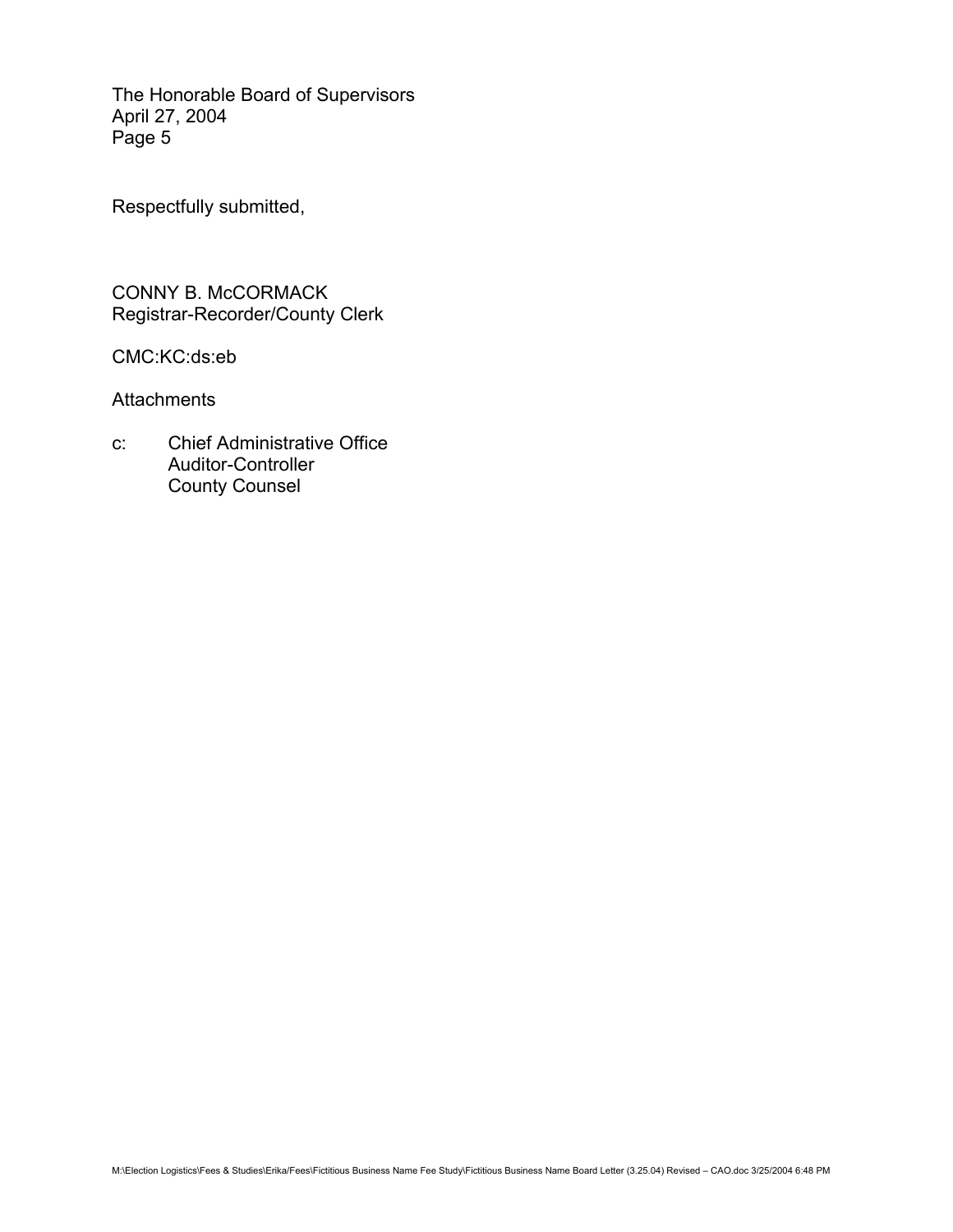The Honorable Board of Supervisors
April 27, 2004
Page 5

Respectfully submitted,

CONNY B. McCORMACK
Registrar-Recorder/County Clerk

CMC:KC:ds:eb

Attachments

c: Chief Administrative Office
Auditor-Controller
County Counsel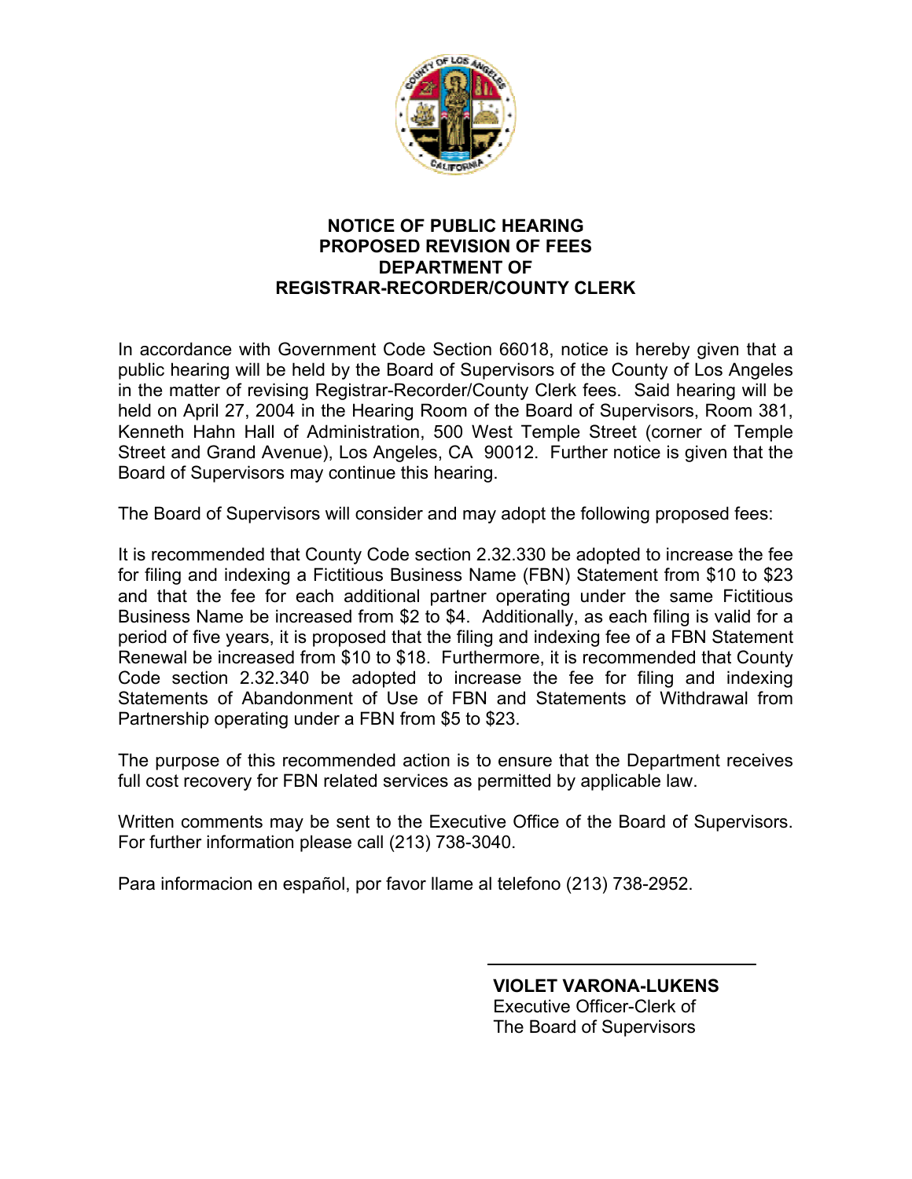**NOTICE OF PUBLIC HEARING**
**PROPOSED REVISION OF FEES**
**DEPARTMENT OF**
**REGISTRAR-RECORDER/COUNTY CLERK**

In accordance with Government Code Section 66018, notice is hereby given that a public hearing will be held by the Board of Supervisors of the County of Los Angeles in the matter of revising Registrar-Recorder/County Clerk fees. Said hearing will be held on April 27, 2004 in the Hearing Room of the Board of Supervisors, Room 381, Kenneth Hahn Hall of Administration, 500 West Temple Street (corner of Temple Street and Grand Avenue), Los Angeles, CA 90012. Further notice is given that the Board of Supervisors may continue this hearing.

The Board of Supervisors will consider and may adopt the following proposed fees:

It is recommended that County Code section 2.32.330 be adopted to increase the fee for filing and indexing a Fictitious Business Name (FBN) Statement from $10 to $23 and that the fee for each additional partner operating under the same Fictitious Business Name be increased from $2 to $4. Additionally, as each filing is valid for a period of five years, it is proposed that the filing and indexing fee of a FBN Statement Renewal be increased from $10 to $18. Furthermore, it is recommended that County Code section 2.32.340 be adopted to increase the fee for filing and indexing Statements of Abandonment of Use of FBN and Statements of Withdrawal from Partnership operating under a FBN from $5 to $23.

The purpose of this recommended action is to ensure that the Department receives full cost recovery for FBN related services as permitted by applicable law.

Written comments may be sent to the Executive Office of the Board of Supervisors. For further information please call (213) 738-3040.

Para informacion en español, por favor llame al telefono (213) 738-2952.

**VIOLET VARONA-LUKENS**
Executive Officer-Clerk of
The Board of Supervisors